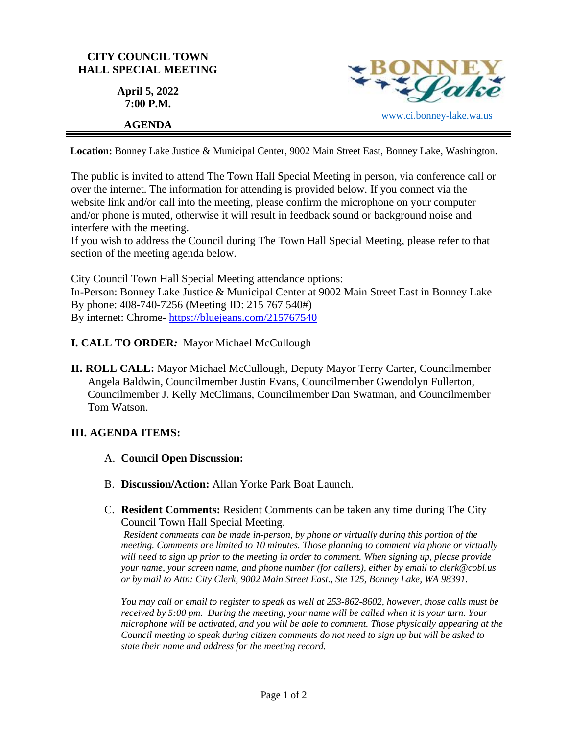# CITY COUNCIL TOWN HALL SPECIAL MEETING

**April 5, 2022**
**7:00 P.M.**

**AGENDA**

BONNEY Lake

www.ci.bonney-lake.wa.us

**Location:** Bonney Lake Justice & Municipal Center, 9002 Main Street East, Bonney Lake, Washington.

The public is invited to attend The Town Hall Special Meeting in person, via conference call or over the internet. The information for attending is provided below. If you connect via the website link and/or call into the meeting, please confirm the microphone on your computer and/or phone is muted, otherwise it will result in feedback sound or background noise and interfere with the meeting.
If you wish to address the Council during The Town Hall Special Meeting, please refer to that section of the meeting agenda below.

City Council Town Hall Special Meeting attendance options:
In-Person: Bonney Lake Justice & Municipal Center at 9002 Main Street East in Bonney Lake
By phone: 408-740-7256 (Meeting ID: 215 767 540#)
By internet: Chrome- https://bluejeans.com/215767540

**I. CALL TO ORDER***:* Mayor Michael McCullough

**II. ROLL CALL:** Mayor Michael McCullough, Deputy Mayor Terry Carter, Councilmember Angela Baldwin, Councilmember Justin Evans, Councilmember Gwendolyn Fullerton, Councilmember J. Kelly McClimans, Councilmember Dan Swatman, and Councilmember Tom Watson.

**III. AGENDA ITEMS:**

A. **Council Open Discussion:**

B. **Discussion/Action:** Allan Yorke Park Boat Launch.

C. **Resident Comments:** Resident Comments can be taken any time during The City Council Town Hall Special Meeting.
*Resident comments can be made in-person, by phone or virtually during this portion of the meeting. Comments are limited to 10 minutes. Those planning to comment via phone or virtually will need to sign up prior to the meeting in order to comment. When signing up, please provide your name, your screen name, and phone number (for callers), either by email to clerk@cobl.us or by mail to Attn: City Clerk, 9002 Main Street East., Ste 125, Bonney Lake, WA 98391.*

*You may call or email to register to speak as well at 253-862-8602, however, those calls must be received by 5:00 pm. During the meeting, your name will be called when it is your turn. Your microphone will be activated, and you will be able to comment. Those physically appearing at the Council meeting to speak during citizen comments do not need to sign up but will be asked to state their name and address for the meeting record.*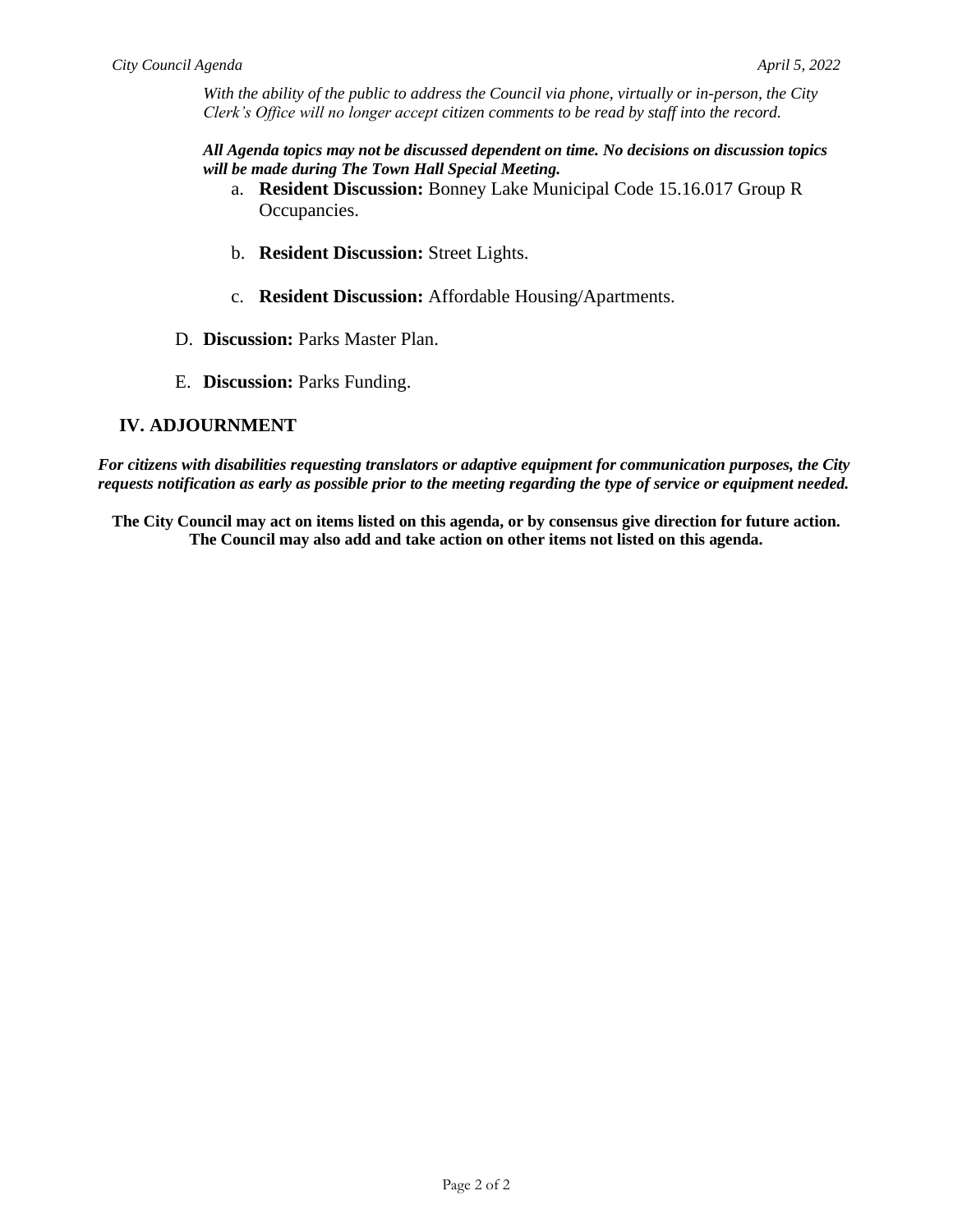*With the ability of the public to address the Council via phone, virtually or in-person, the City Clerk's Office will no longer accept citizen comments to be read by staff into the record.*

***All Agenda topics may not be discussed dependent on time. No decisions on discussion topics will be made during The Town Hall Special Meeting.***

a. **Resident Discussion:** Bonney Lake Municipal Code 15.16.017 Group R Occupancies.

b. **Resident Discussion:** Street Lights.

c. **Resident Discussion:** Affordable Housing/Apartments.

D. **Discussion:** Parks Master Plan.

E. **Discussion:** Parks Funding.

## IV. ADJOURNMENT

***For citizens with disabilities requesting translators or adaptive equipment for communication purposes, the City requests notification as early as possible prior to the meeting regarding the type of service or equipment needed.***

**The City Council may act on items listed on this agenda, or by consensus give direction for future action. The Council may also add and take action on other items not listed on this agenda.**